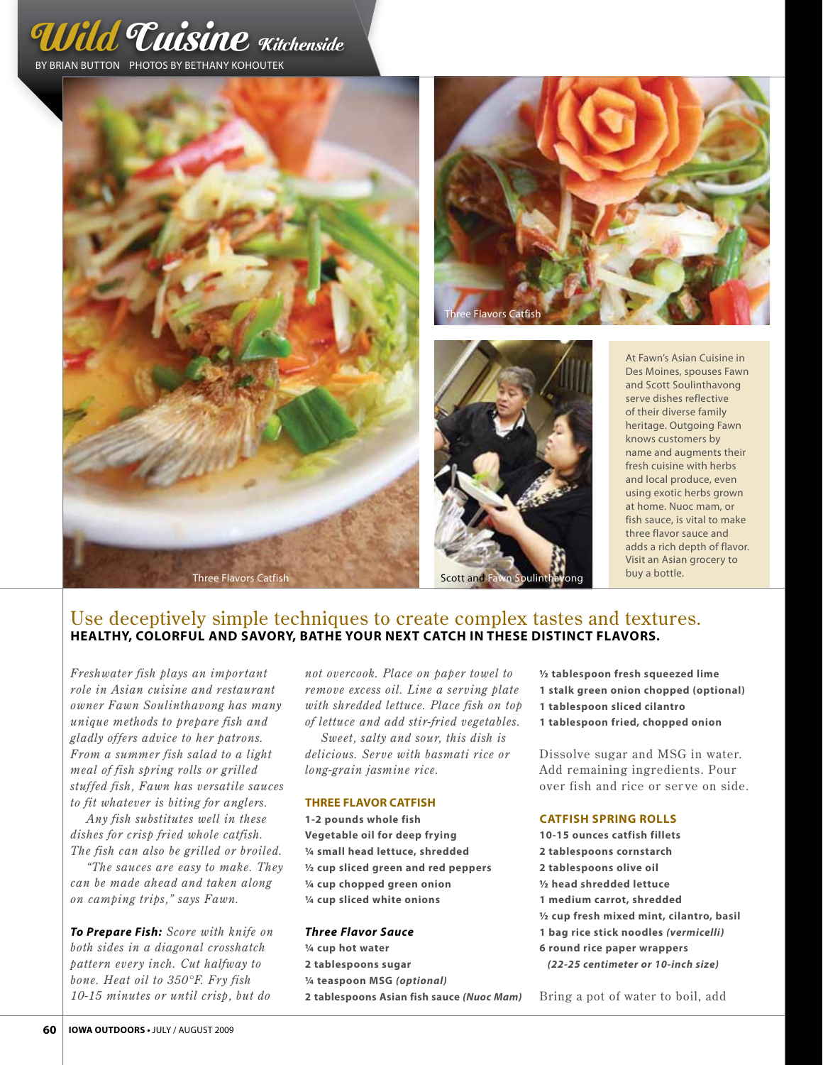# Wild Cuisine Kitchenside

BY BRIAN BUTTON PHOTOS BY BETHANY KOHOUTEK

Three Flavors Catfish

Three Flavors Catfish

Scott and Fawn Soulinthavong

At Fawn's Asian Cuisine in Des Moines, spouses Fawn and Scott Soulinthavong serve dishes reflective of their diverse family heritage. Outgoing Fawn knows customers by name and augments their fresh cuisine with herbs and local produce, even using exotic herbs grown at home. Nuoc mam, or fish sauce, is vital to make three flavor sauce and adds a rich depth of flavor. Visit an Asian grocery to buy a bottle.

## Use deceptively simple techniques to create complex tastes and textures.

**HEALTHY, COLORFUL AND SAVORY, BATHE YOUR NEXT CATCH IN THESE DISTINCT FLAVORS.**

*Freshwater fish plays an important role in Asian cuisine and restaurant owner Fawn Soulinthavong has many unique methods to prepare fish and gladly offers advice to her patrons. From a summer fish salad to a light meal of fish spring rolls or grilled stuffed fish, Fawn has versatile sauces to fit whatever is biting for anglers.*

*Any fish substitutes well in these dishes for crisp fried whole catfish. The fish can also be grilled or broiled.*

*"The sauces are easy to make. They can be made ahead and taken along on camping trips," says Fawn.*

***To Prepare Fish:*** *Score with knife on both sides in a diagonal crosshatch pattern every inch. Cut halfway to bone. Heat oil to 350°F. Fry fish 10-15 minutes or until crisp, but do not overcook. Place on paper towel to remove excess oil. Line a serving plate with shredded lettuce. Place fish on top of lettuce and add stir-fried vegetables.*

*Sweet, salty and sour, this dish is delicious. Serve with basmati rice or long-grain jasmine rice.*

### THREE FLAVOR CATFISH

**1-2 pounds whole fish**
**Vegetable oil for deep frying**
**¼ small head lettuce, shredded**
**½ cup sliced green and red peppers**
**¼ cup chopped green onion**
**¼ cup sliced white onions**

### *Three Flavor Sauce*

**¼ cup hot water**
**2 tablespoons sugar**
**¼ teaspoon MSG *(optional)***
**2 tablespoons Asian fish sauce *(Nuoc Mam)***
**½ tablespoon fresh squeezed lime**
**1 stalk green onion chopped (optional)**
**1 tablespoon sliced cilantro**
**1 tablespoon fried, chopped onion**

Dissolve sugar and MSG in water. Add remaining ingredients. Pour over fish and rice or serve on side.

### CATFISH SPRING ROLLS

**10-15 ounces catfish fillets**
**2 tablespoons cornstarch**
**2 tablespoons olive oil**
**½ head shredded lettuce**
**1 medium carrot, shredded**
**½ cup fresh mixed mint, cilantro, basil**
**1 bag rice stick noodles *(vermicelli)***
**6 round rice paper wrappers**
***(22-25 centimeter or 10-inch size)***

Bring a pot of water to boil, add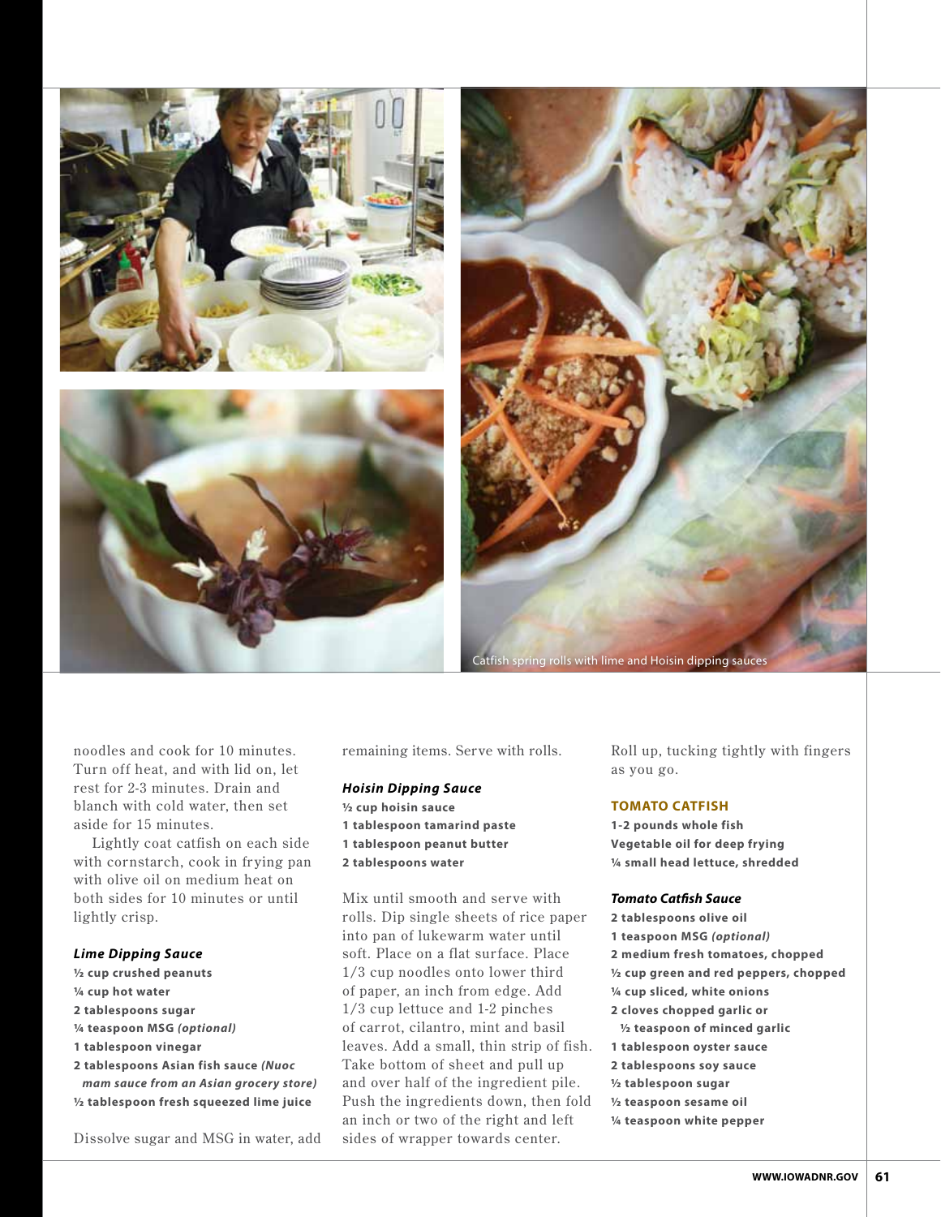Catfish spring rolls with lime and Hoisin dipping sauces

noodles and cook for 10 minutes. Turn off heat, and with lid on, let rest for 2-3 minutes. Drain and blanch with cold water, then set aside for 15 minutes.

Lightly coat catfish on each side with cornstarch, cook in frying pan with olive oil on medium heat on both sides for 10 minutes or until lightly crisp.

### *Lime Dipping Sauce*

**½ cup crushed peanuts**
**¼ cup hot water**
**2 tablespoons sugar**
**¼ teaspoon MSG *(optional)***
**1 tablespoon vinegar**
**2 tablespoons Asian fish sauce *(Nuoc mam sauce from an Asian grocery store)***
**½ tablespoon fresh squeezed lime juice**

Dissolve sugar and MSG in water, add remaining items. Serve with rolls.

### *Hoisin Dipping Sauce*

**½ cup hoisin sauce**
**1 tablespoon tamarind paste**
**1 tablespoon peanut butter**
**2 tablespoons water**

Mix until smooth and serve with rolls. Dip single sheets of rice paper into pan of lukewarm water until soft. Place on a flat surface. Place 1/3 cup noodles onto lower third of paper, an inch from edge. Add 1/3 cup lettuce and 1-2 pinches of carrot, cilantro, mint and basil leaves. Add a small, thin strip of fish. Take bottom of sheet and pull up and over half of the ingredient pile. Push the ingredients down, then fold an inch or two of the right and left sides of wrapper towards center. Roll up, tucking tightly with fingers as you go.

## TOMATO CATFISH

**1-2 pounds whole fish**
**Vegetable oil for deep frying**
**¼ small head lettuce, shredded**

### *Tomato Catfish Sauce*

**2 tablespoons olive oil**
**1 teaspoon MSG *(optional)***
**2 medium fresh tomatoes, chopped**
**½ cup green and red peppers, chopped**
**¼ cup sliced, white onions**
**2 cloves chopped garlic or ½ teaspoon of minced garlic**
**1 tablespoon oyster sauce**
**2 tablespoons soy sauce**
**½ tablespoon sugar**
**½ teaspoon sesame oil**
**¼ teaspoon white pepper**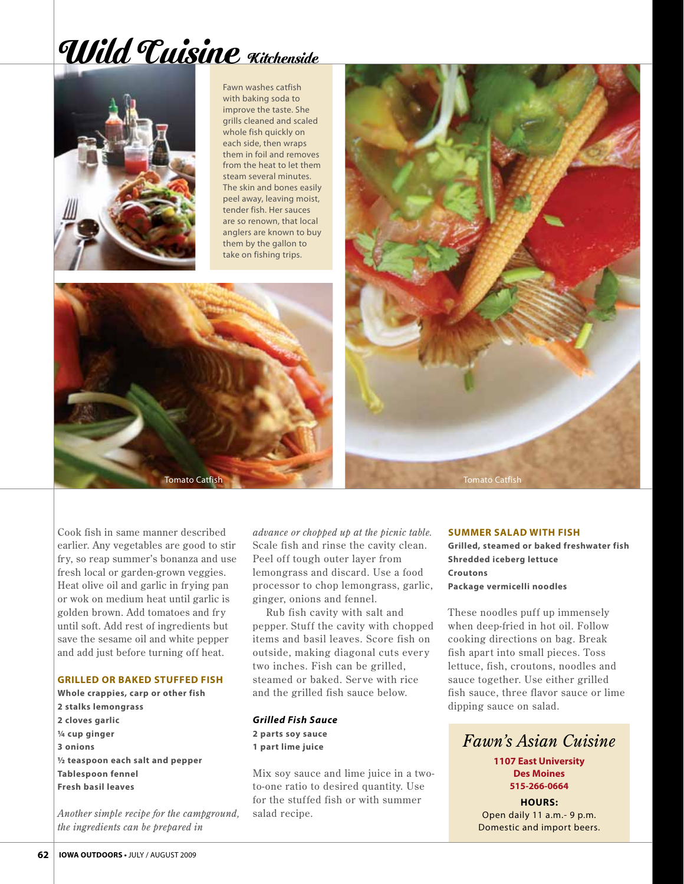# Wild Cuisine Kitchenside

Fawn washes catfish with baking soda to improve the taste. She grills cleaned and scaled whole fish quickly on each side, then wraps them in foil and removes from the heat to let them steam several minutes. The skin and bones easily peel away, leaving moist, tender fish. Her sauces are so renown, that local anglers are known to buy them by the gallon to take on fishing trips.

Tomato Catfish

Tomato Catfish

Cook fish in same manner described earlier. Any vegetables are good to stir fry, so reap summer's bonanza and use fresh local or garden-grown veggies. Heat olive oil and garlic in frying pan or wok on medium heat until garlic is golden brown. Add tomatoes and fry until soft. Add rest of ingredients but save the sesame oil and white pepper and add just before turning off heat.

### GRILLED OR BAKED STUFFED FISH

**Whole crappies, carp or other fish**
**2 stalks lemongrass**
**2 cloves garlic**
**¼ cup ginger**
**3 onions**
**½ teaspoon each salt and pepper**
**Tablespoon fennel**
**Fresh basil leaves**

*Another simple recipe for the campground, the ingredients can be prepared in advance or chopped up at the picnic table.* Scale fish and rinse the cavity clean. Peel off tough outer layer from lemongrass and discard. Use a food processor to chop lemongrass, garlic, ginger, onions and fennel.

Rub fish cavity with salt and pepper. Stuff the cavity with chopped items and basil leaves. Score fish on outside, making diagonal cuts every two inches. Fish can be grilled, steamed or baked. Serve with rice and the grilled fish sauce below.

#### *Grilled Fish Sauce*

**2 parts soy sauce**
**1 part lime juice**

Mix soy sauce and lime juice in a two-to-one ratio to desired quantity. Use for the stuffed fish or with summer salad recipe.

### SUMMER SALAD WITH FISH

**Grilled, steamed or baked freshwater fish**
**Shredded iceberg lettuce**
**Croutons**
**Package vermicelli noodles**

These noodles puff up immensely when deep-fried in hot oil. Follow cooking directions on bag. Break fish apart into small pieces. Toss lettuce, fish, croutons, noodles and sauce together. Use either grilled fish sauce, three flavor sauce or lime dipping sauce on salad.

## Fawn's Asian Cuisine

**1107 East University**
**Des Moines**
**515-266-0664**

**HOURS:**
Open daily 11 a.m.- 9 p.m.
Domestic and import beers.